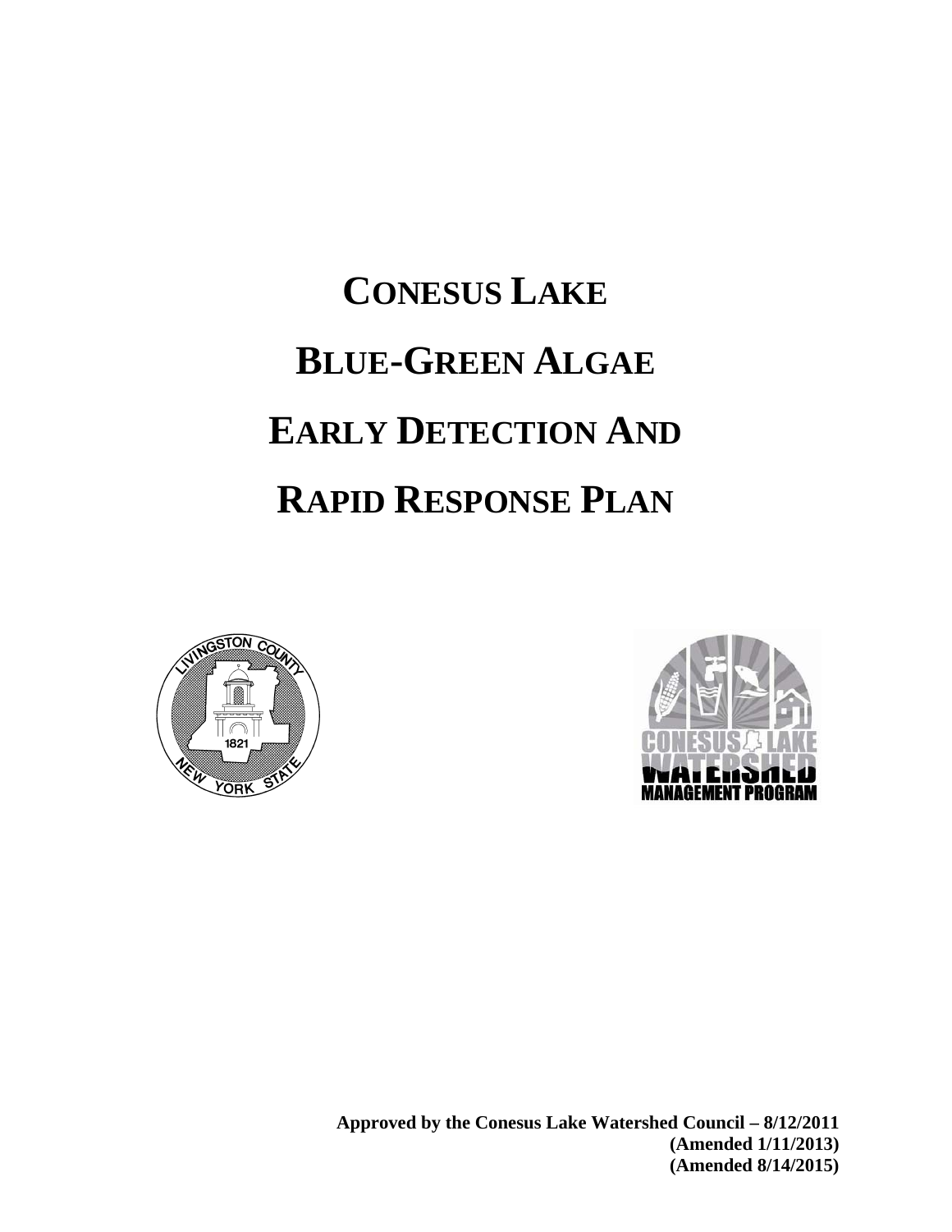# CONESUS LAKE BLUE-GREEN ALGAE EARLY DETECTION AND RAPID RESPONSE PLAN

**Approved by the Conesus Lake Watershed Council – 8/12/2011**
**(Amended 1/11/2013)**
**(Amended 8/14/2015)**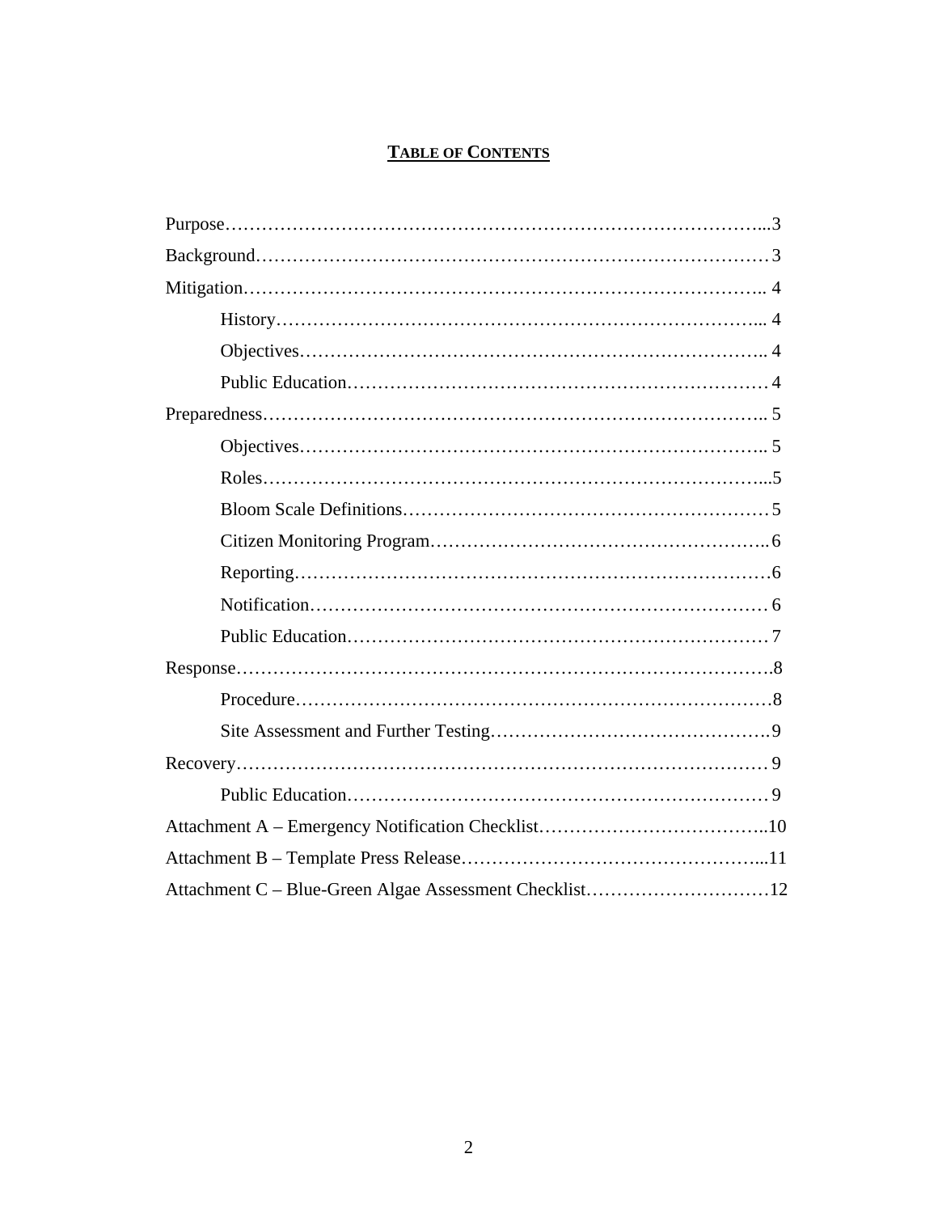## TABLE OF CONTENTS

Purpose…………………………………………………………………………...3

Background………………………………………………………………………3

Mitigation……………………………………………………………………….. 4

- History………………………………………………………………….... 4
- Objectives……………………………………………………………….. 4
- Public Education………………………………………………………… 4

Preparedness…………………………………………………………………….. 5

- Objectives……………………………………………………………….. 5
- Roles……………………………………………………………………...5
- Bloom Scale Definitions………………………………………………… 5
- Citizen Monitoring Program…………………………………………….. 6
- Reporting…………………………………………………………………6
- Notification……………………………………………………………… 6
- Public Education………………………………………………………… 7

Response………………………………………………………………………….8

- Procedure…………………………………………………………………8
- Site Assessment and Further Testing……………………………………….9

Recovery………………………………………………………………………… 9

- Public Education………………………………………………………… 9

Attachment A – Emergency Notification Checklist………………………………..10

Attachment B – Template Press Release…………………………………………...11

Attachment C – Blue-Green Algae Assessment Checklist…………………………12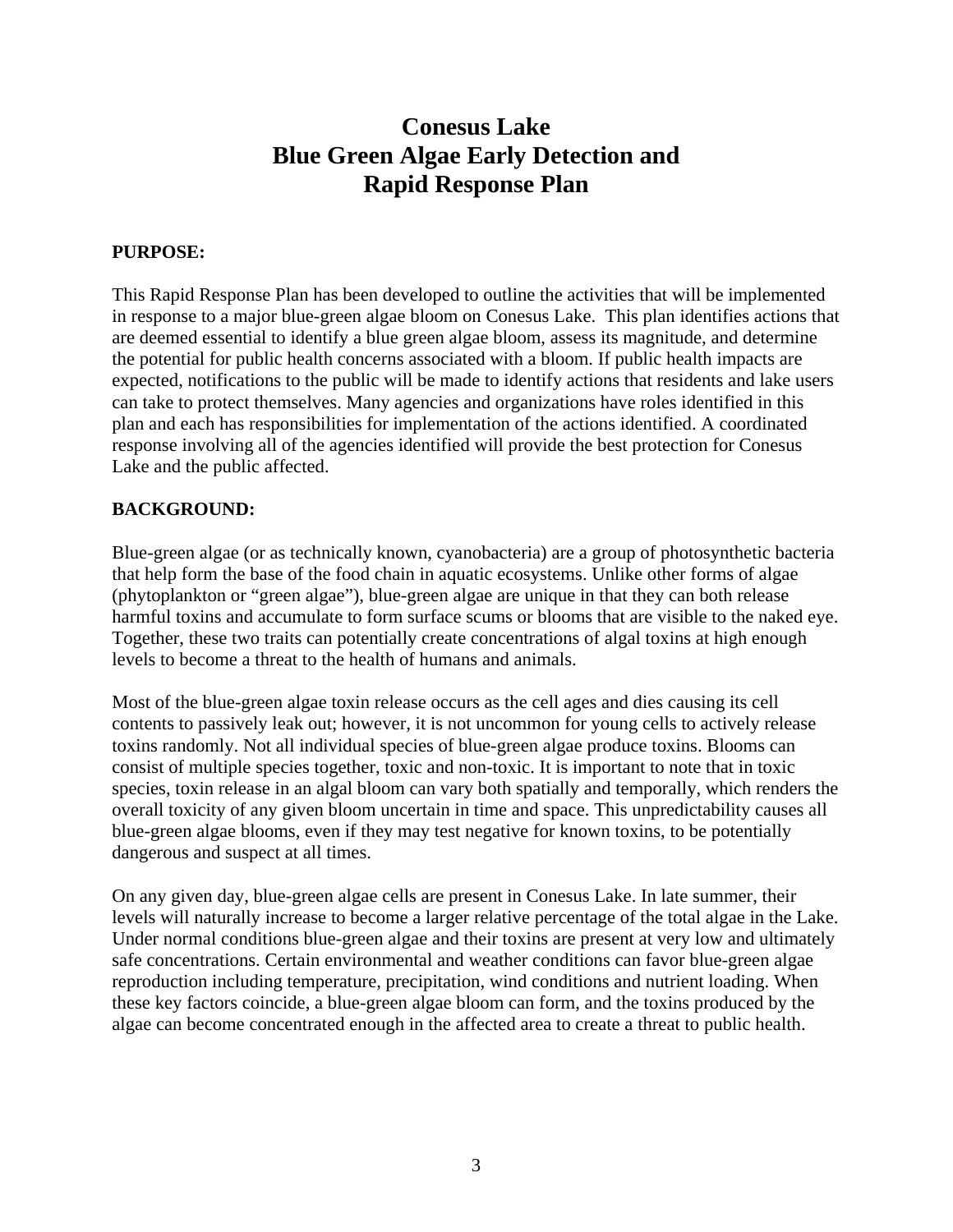# Conesus Lake Blue Green Algae Early Detection and Rapid Response Plan

**PURPOSE:**

This Rapid Response Plan has been developed to outline the activities that will be implemented in response to a major blue-green algae bloom on Conesus Lake. This plan identifies actions that are deemed essential to identify a blue green algae bloom, assess its magnitude, and determine the potential for public health concerns associated with a bloom. If public health impacts are expected, notifications to the public will be made to identify actions that residents and lake users can take to protect themselves. Many agencies and organizations have roles identified in this plan and each has responsibilities for implementation of the actions identified. A coordinated response involving all of the agencies identified will provide the best protection for Conesus Lake and the public affected.

**BACKGROUND:**

Blue-green algae (or as technically known, cyanobacteria) are a group of photosynthetic bacteria that help form the base of the food chain in aquatic ecosystems. Unlike other forms of algae (phytoplankton or "green algae"), blue-green algae are unique in that they can both release harmful toxins and accumulate to form surface scums or blooms that are visible to the naked eye. Together, these two traits can potentially create concentrations of algal toxins at high enough levels to become a threat to the health of humans and animals.

Most of the blue-green algae toxin release occurs as the cell ages and dies causing its cell contents to passively leak out; however, it is not uncommon for young cells to actively release toxins randomly. Not all individual species of blue-green algae produce toxins. Blooms can consist of multiple species together, toxic and non-toxic. It is important to note that in toxic species, toxin release in an algal bloom can vary both spatially and temporally, which renders the overall toxicity of any given bloom uncertain in time and space. This unpredictability causes all blue-green algae blooms, even if they may test negative for known toxins, to be potentially dangerous and suspect at all times.

On any given day, blue-green algae cells are present in Conesus Lake. In late summer, their levels will naturally increase to become a larger relative percentage of the total algae in the Lake. Under normal conditions blue-green algae and their toxins are present at very low and ultimately safe concentrations. Certain environmental and weather conditions can favor blue-green algae reproduction including temperature, precipitation, wind conditions and nutrient loading. When these key factors coincide, a blue-green algae bloom can form, and the toxins produced by the algae can become concentrated enough in the affected area to create a threat to public health.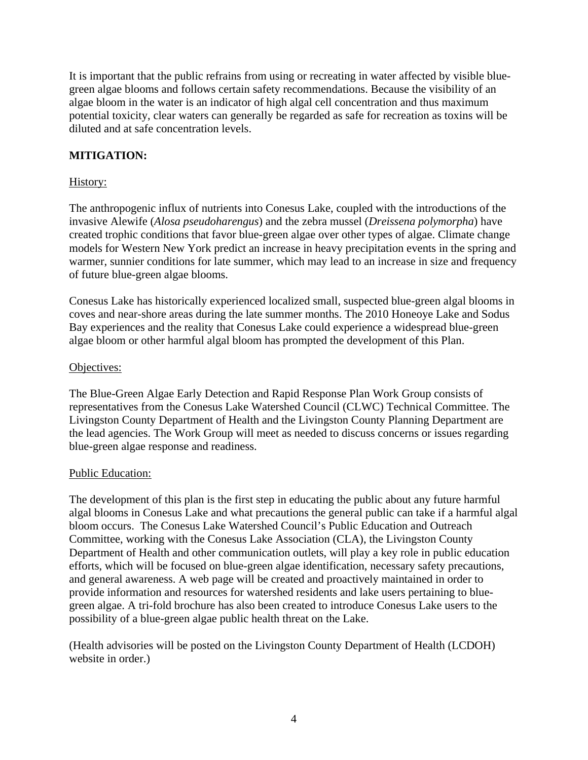It is important that the public refrains from using or recreating in water affected by visible blue-green algae blooms and follows certain safety recommendations. Because the visibility of an algae bloom in the water is an indicator of high algal cell concentration and thus maximum potential toxicity, clear waters can generally be regarded as safe for recreation as toxins will be diluted and at safe concentration levels.

## MITIGATION:

### History:

The anthropogenic influx of nutrients into Conesus Lake, coupled with the introductions of the invasive Alewife (*Alosa pseudoharengus*) and the zebra mussel (*Dreissena polymorpha*) have created trophic conditions that favor blue-green algae over other types of algae. Climate change models for Western New York predict an increase in heavy precipitation events in the spring and warmer, sunnier conditions for late summer, which may lead to an increase in size and frequency of future blue-green algae blooms.

Conesus Lake has historically experienced localized small, suspected blue-green algal blooms in coves and near-shore areas during the late summer months. The 2010 Honeoye Lake and Sodus Bay experiences and the reality that Conesus Lake could experience a widespread blue-green algae bloom or other harmful algal bloom has prompted the development of this Plan.

### Objectives:

The Blue-Green Algae Early Detection and Rapid Response Plan Work Group consists of representatives from the Conesus Lake Watershed Council (CLWC) Technical Committee. The Livingston County Department of Health and the Livingston County Planning Department are the lead agencies. The Work Group will meet as needed to discuss concerns or issues regarding blue-green algae response and readiness.

### Public Education:

The development of this plan is the first step in educating the public about any future harmful algal blooms in Conesus Lake and what precautions the general public can take if a harmful algal bloom occurs. The Conesus Lake Watershed Council's Public Education and Outreach Committee, working with the Conesus Lake Association (CLA), the Livingston County Department of Health and other communication outlets, will play a key role in public education efforts, which will be focused on blue-green algae identification, necessary safety precautions, and general awareness. A web page will be created and proactively maintained in order to provide information and resources for watershed residents and lake users pertaining to blue-green algae. A tri-fold brochure has also been created to introduce Conesus Lake users to the possibility of a blue-green algae public health threat on the Lake.

(Health advisories will be posted on the Livingston County Department of Health (LCDOH) website in order.)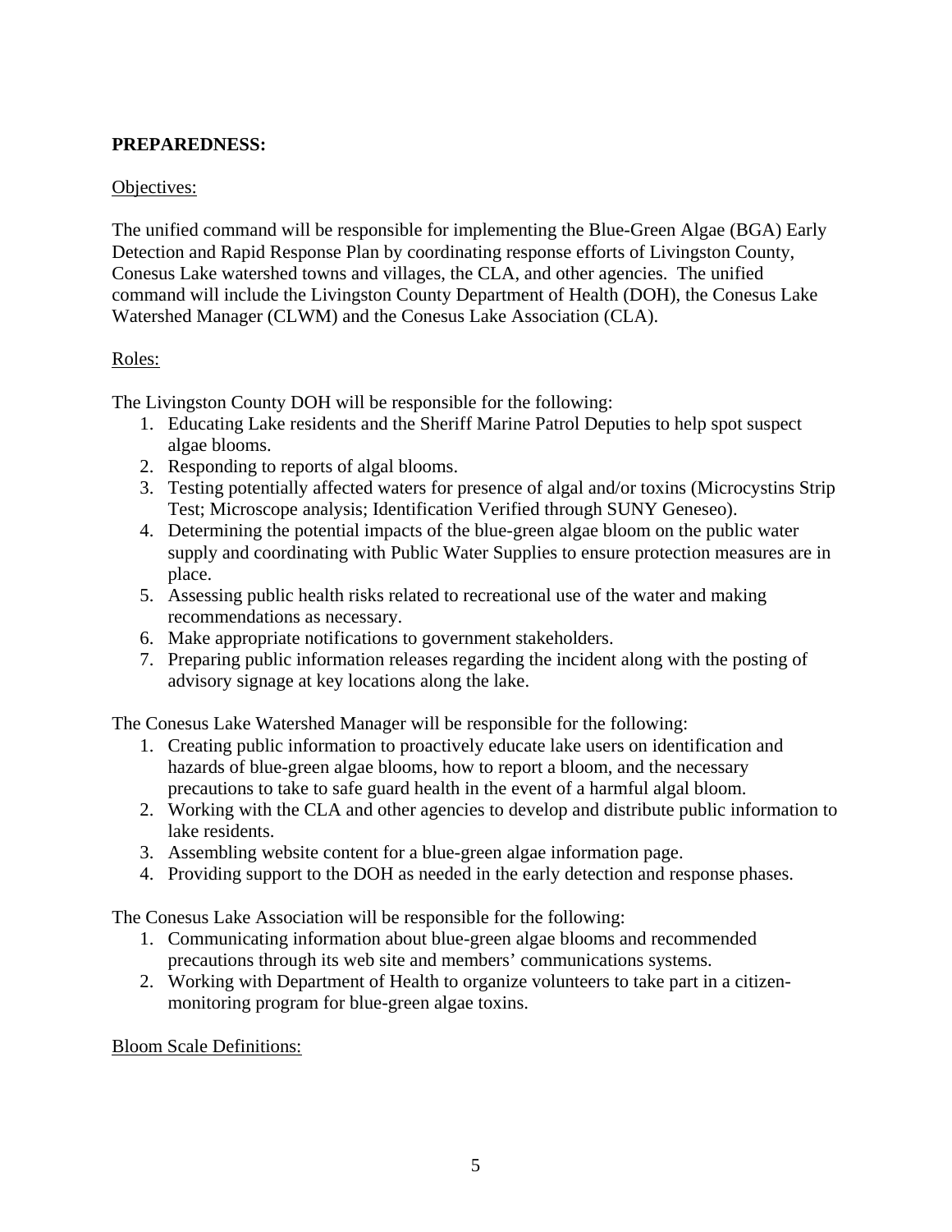**PREPAREDNESS:**

Objectives:

The unified command will be responsible for implementing the Blue-Green Algae (BGA) Early Detection and Rapid Response Plan by coordinating response efforts of Livingston County, Conesus Lake watershed towns and villages, the CLA, and other agencies. The unified command will include the Livingston County Department of Health (DOH), the Conesus Lake Watershed Manager (CLWM) and the Conesus Lake Association (CLA).

Roles:

The Livingston County DOH will be responsible for the following:

1. Educating Lake residents and the Sheriff Marine Patrol Deputies to help spot suspect algae blooms.
2. Responding to reports of algal blooms.
3. Testing potentially affected waters for presence of algal and/or toxins (Microcystins Strip Test; Microscope analysis; Identification Verified through SUNY Geneseo).
4. Determining the potential impacts of the blue-green algae bloom on the public water supply and coordinating with Public Water Supplies to ensure protection measures are in place.
5. Assessing public health risks related to recreational use of the water and making recommendations as necessary.
6. Make appropriate notifications to government stakeholders.
7. Preparing public information releases regarding the incident along with the posting of advisory signage at key locations along the lake.

The Conesus Lake Watershed Manager will be responsible for the following:

1. Creating public information to proactively educate lake users on identification and hazards of blue-green algae blooms, how to report a bloom, and the necessary precautions to take to safe guard health in the event of a harmful algal bloom.
2. Working with the CLA and other agencies to develop and distribute public information to lake residents.
3. Assembling website content for a blue-green algae information page.
4. Providing support to the DOH as needed in the early detection and response phases.

The Conesus Lake Association will be responsible for the following:

1. Communicating information about blue-green algae blooms and recommended precautions through its web site and members' communications systems.
2. Working with Department of Health to organize volunteers to take part in a citizen-monitoring program for blue-green algae toxins.

Bloom Scale Definitions: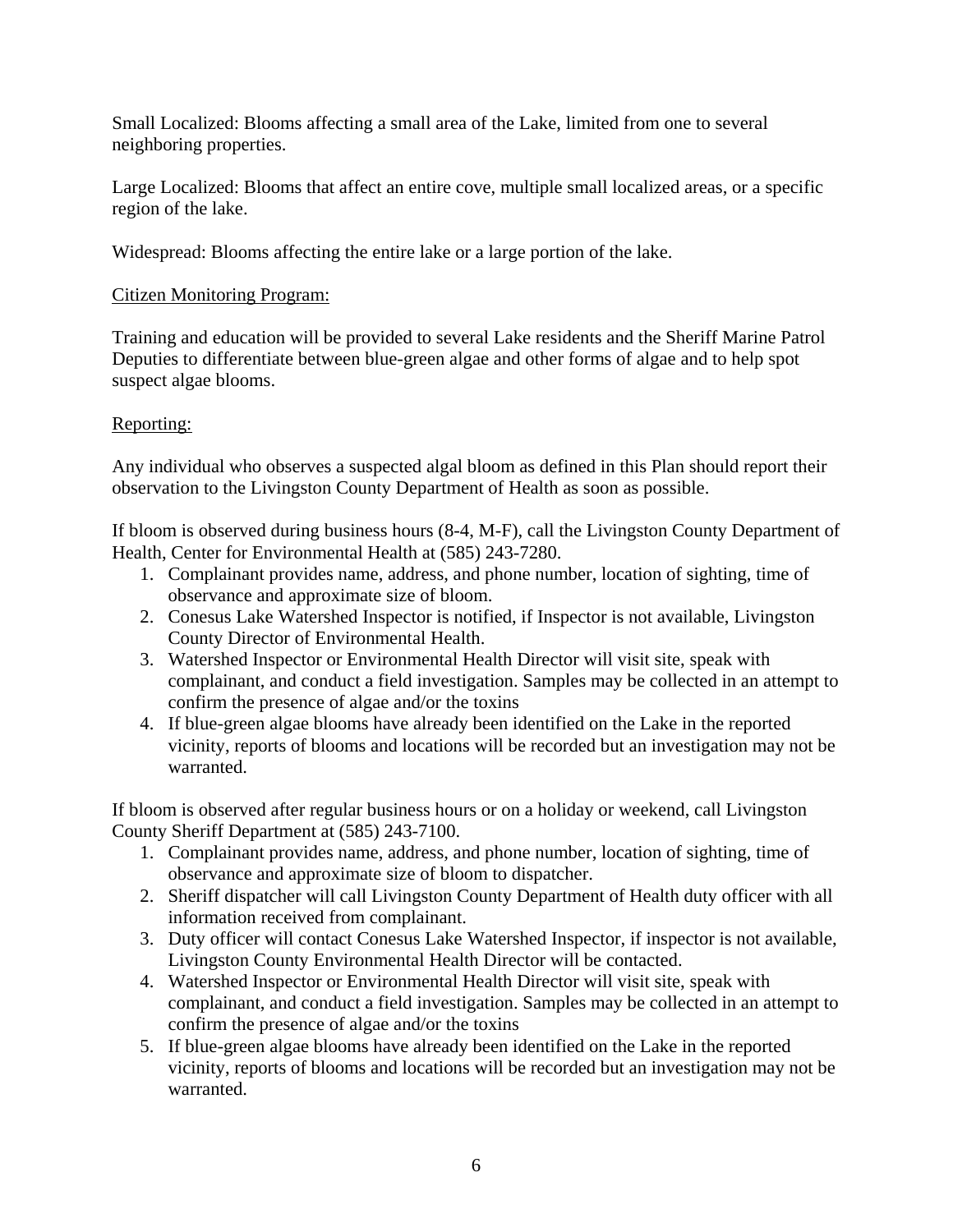Small Localized: Blooms affecting a small area of the Lake, limited from one to several neighboring properties.

Large Localized: Blooms that affect an entire cove, multiple small localized areas, or a specific region of the lake.

Widespread: Blooms affecting the entire lake or a large portion of the lake.

<u>Citizen Monitoring Program:</u>

Training and education will be provided to several Lake residents and the Sheriff Marine Patrol Deputies to differentiate between blue-green algae and other forms of algae and to help spot suspect algae blooms.

<u>Reporting:</u>

Any individual who observes a suspected algal bloom as defined in this Plan should report their observation to the Livingston County Department of Health as soon as possible.

If bloom is observed during business hours (8-4, M-F), call the Livingston County Department of Health, Center for Environmental Health at (585) 243-7280.

1. Complainant provides name, address, and phone number, location of sighting, time of observance and approximate size of bloom.
2. Conesus Lake Watershed Inspector is notified, if Inspector is not available, Livingston County Director of Environmental Health.
3. Watershed Inspector or Environmental Health Director will visit site, speak with complainant, and conduct a field investigation. Samples may be collected in an attempt to confirm the presence of algae and/or the toxins
4. If blue-green algae blooms have already been identified on the Lake in the reported vicinity, reports of blooms and locations will be recorded but an investigation may not be warranted.

If bloom is observed after regular business hours or on a holiday or weekend, call Livingston County Sheriff Department at (585) 243-7100.

1. Complainant provides name, address, and phone number, location of sighting, time of observance and approximate size of bloom to dispatcher.
2. Sheriff dispatcher will call Livingston County Department of Health duty officer with all information received from complainant.
3. Duty officer will contact Conesus Lake Watershed Inspector, if inspector is not available, Livingston County Environmental Health Director will be contacted.
4. Watershed Inspector or Environmental Health Director will visit site, speak with complainant, and conduct a field investigation. Samples may be collected in an attempt to confirm the presence of algae and/or the toxins
5. If blue-green algae blooms have already been identified on the Lake in the reported vicinity, reports of blooms and locations will be recorded but an investigation may not be warranted.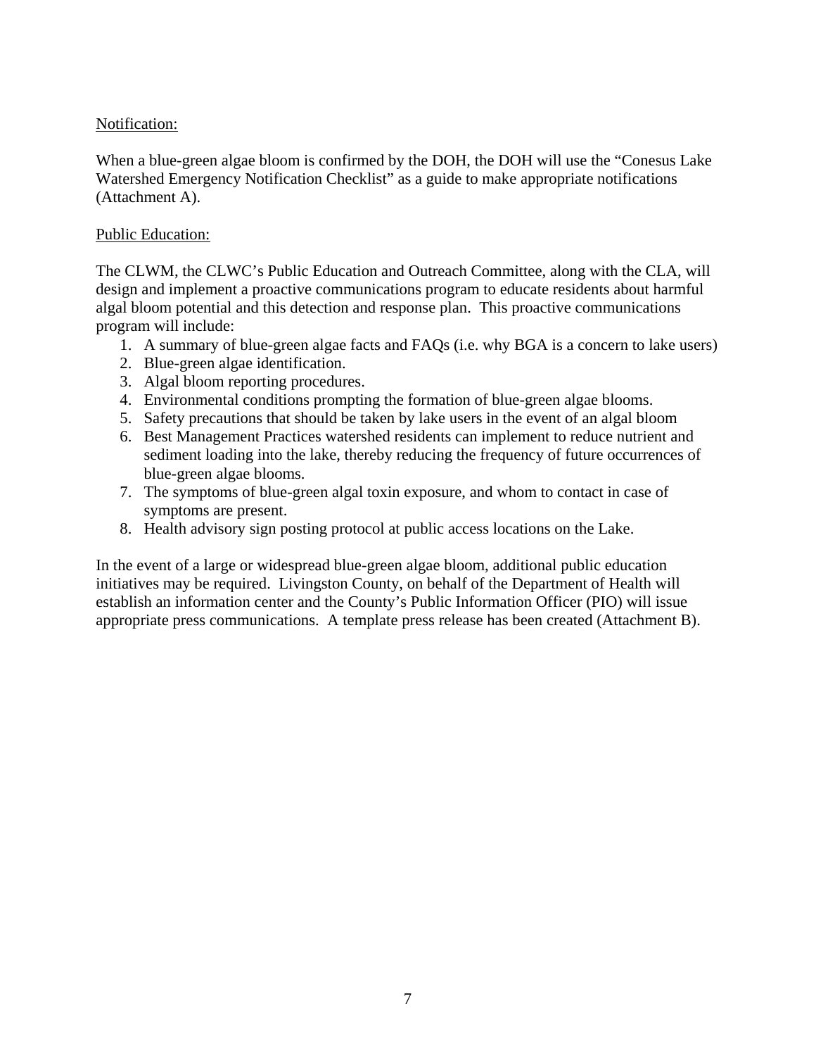Notification:

When a blue-green algae bloom is confirmed by the DOH, the DOH will use the "Conesus Lake Watershed Emergency Notification Checklist" as a guide to make appropriate notifications (Attachment A).

Public Education:

The CLWM, the CLWC's Public Education and Outreach Committee, along with the CLA, will design and implement a proactive communications program to educate residents about harmful algal bloom potential and this detection and response plan. This proactive communications program will include:

1. A summary of blue-green algae facts and FAQs (i.e. why BGA is a concern to lake users)
2. Blue-green algae identification.
3. Algal bloom reporting procedures.
4. Environmental conditions prompting the formation of blue-green algae blooms.
5. Safety precautions that should be taken by lake users in the event of an algal bloom
6. Best Management Practices watershed residents can implement to reduce nutrient and sediment loading into the lake, thereby reducing the frequency of future occurrences of blue-green algae blooms.
7. The symptoms of blue-green algal toxin exposure, and whom to contact in case of symptoms are present.
8. Health advisory sign posting protocol at public access locations on the Lake.

In the event of a large or widespread blue-green algae bloom, additional public education initiatives may be required. Livingston County, on behalf of the Department of Health will establish an information center and the County's Public Information Officer (PIO) will issue appropriate press communications. A template press release has been created (Attachment B).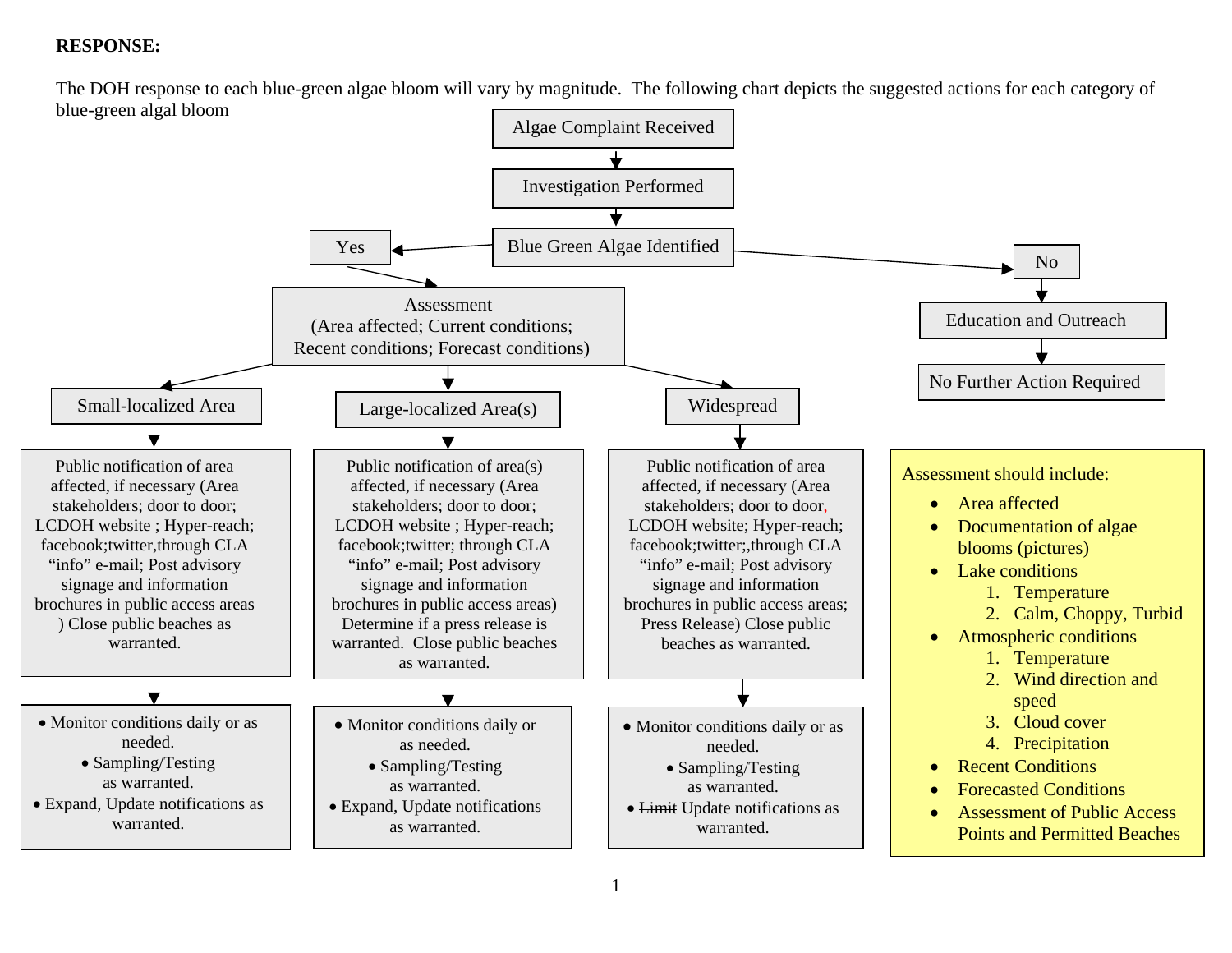**RESPONSE:**

The DOH response to each blue-green algae bloom will vary by magnitude. The following chart depicts the suggested actions for each category of blue-green algal bloom

Algae Complaint Received

↓

Investigation Performed

↓

Blue Green Algae Identified

- **Yes** → Assessment (Area affected; Current conditions; Recent conditions; Forecast conditions)
- **No** → Education and Outreach → No Further Action Required

**Small-localized Area**

Public notification of area affected, if necessary (Area stakeholders; door to door; LCDOH website ; Hyper-reach; facebook;twitter,through CLA "info" e-mail; Post advisory signage and information brochures in public access areas ) Close public beaches as warranted.

- Monitor conditions daily or as needed.
- Sampling/Testing as warranted.
- Expand, Update notifications as warranted.

**Large-localized Area(s)**

Public notification of area(s) affected, if necessary (Area stakeholders; door to door; LCDOH website ; Hyper-reach; facebook;twitter; through CLA "info" e-mail; Post advisory signage and information brochures in public access areas) Determine if a press release is warranted. Close public beaches as warranted.

- Monitor conditions daily or as needed.
- Sampling/Testing as warranted.
- Expand, Update notifications as warranted.

**Widespread**

Public notification of area affected, if necessary (Area stakeholders; door to door, LCDOH website; Hyper-reach; facebook;twitter;,through CLA "info" e-mail; Post advisory signage and information brochures in public access areas; Press Release) Close public beaches as warranted.

- Monitor conditions daily or as needed.
- Sampling/Testing as warranted.
- ~~Limit~~ Update notifications as warranted.

Assessment should include:

- Area affected
- Documentation of algae blooms (pictures)
- Lake conditions
  1. Temperature
  2. Calm, Choppy, Turbid
- Atmospheric conditions
  1. Temperature
  2. Wind direction and speed
  3. Cloud cover
  4. Precipitation
- Recent Conditions
- Forecasted Conditions
- Assessment of Public Access Points and Permitted Beaches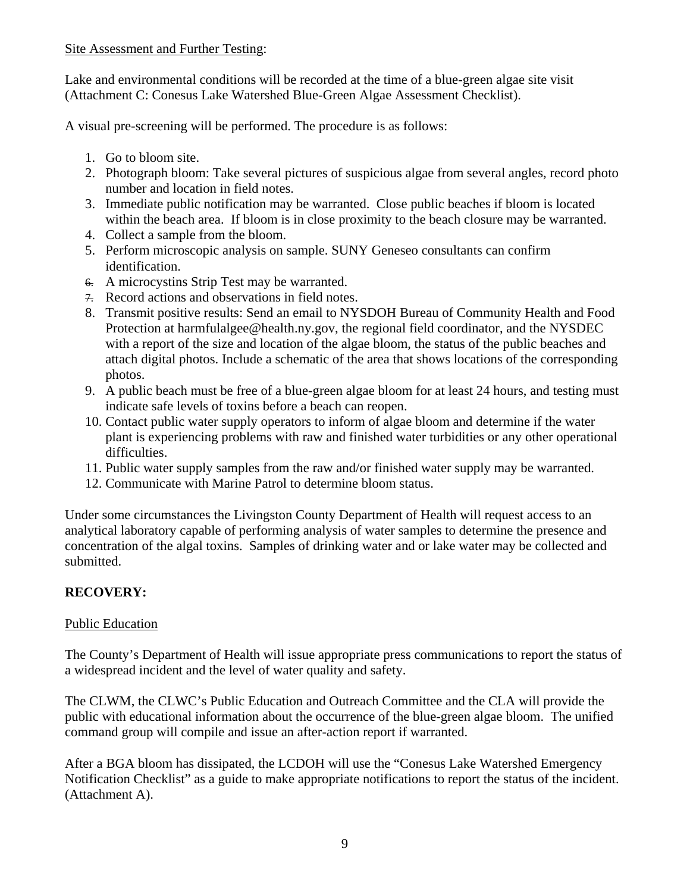Site Assessment and Further Testing:

Lake and environmental conditions will be recorded at the time of a blue-green algae site visit (Attachment C: Conesus Lake Watershed Blue-Green Algae Assessment Checklist).

A visual pre-screening will be performed. The procedure is as follows:

1. Go to bloom site.
2. Photograph bloom: Take several pictures of suspicious algae from several angles, record photo number and location in field notes.
3. Immediate public notification may be warranted. Close public beaches if bloom is located within the beach area. If bloom is in close proximity to the beach closure may be warranted.
4. Collect a sample from the bloom.
5. Perform microscopic analysis on sample. SUNY Geneseo consultants can confirm identification.
6. A microcystins Strip Test may be warranted.
7. Record actions and observations in field notes.
8. Transmit positive results: Send an email to NYSDOH Bureau of Community Health and Food Protection at harmfulalgee@health.ny.gov, the regional field coordinator, and the NYSDEC with a report of the size and location of the algae bloom, the status of the public beaches and attach digital photos. Include a schematic of the area that shows locations of the corresponding photos.
9. A public beach must be free of a blue-green algae bloom for at least 24 hours, and testing must indicate safe levels of toxins before a beach can reopen.
10. Contact public water supply operators to inform of algae bloom and determine if the water plant is experiencing problems with raw and finished water turbidities or any other operational difficulties.
11. Public water supply samples from the raw and/or finished water supply may be warranted.
12. Communicate with Marine Patrol to determine bloom status.

Under some circumstances the Livingston County Department of Health will request access to an analytical laboratory capable of performing analysis of water samples to determine the presence and concentration of the algal toxins. Samples of drinking water and or lake water may be collected and submitted.

**RECOVERY:**

Public Education

The County's Department of Health will issue appropriate press communications to report the status of a widespread incident and the level of water quality and safety.

The CLWM, the CLWC's Public Education and Outreach Committee and the CLA will provide the public with educational information about the occurrence of the blue-green algae bloom. The unified command group will compile and issue an after-action report if warranted.

After a BGA bloom has dissipated, the LCDOH will use the "Conesus Lake Watershed Emergency Notification Checklist" as a guide to make appropriate notifications to report the status of the incident. (Attachment A).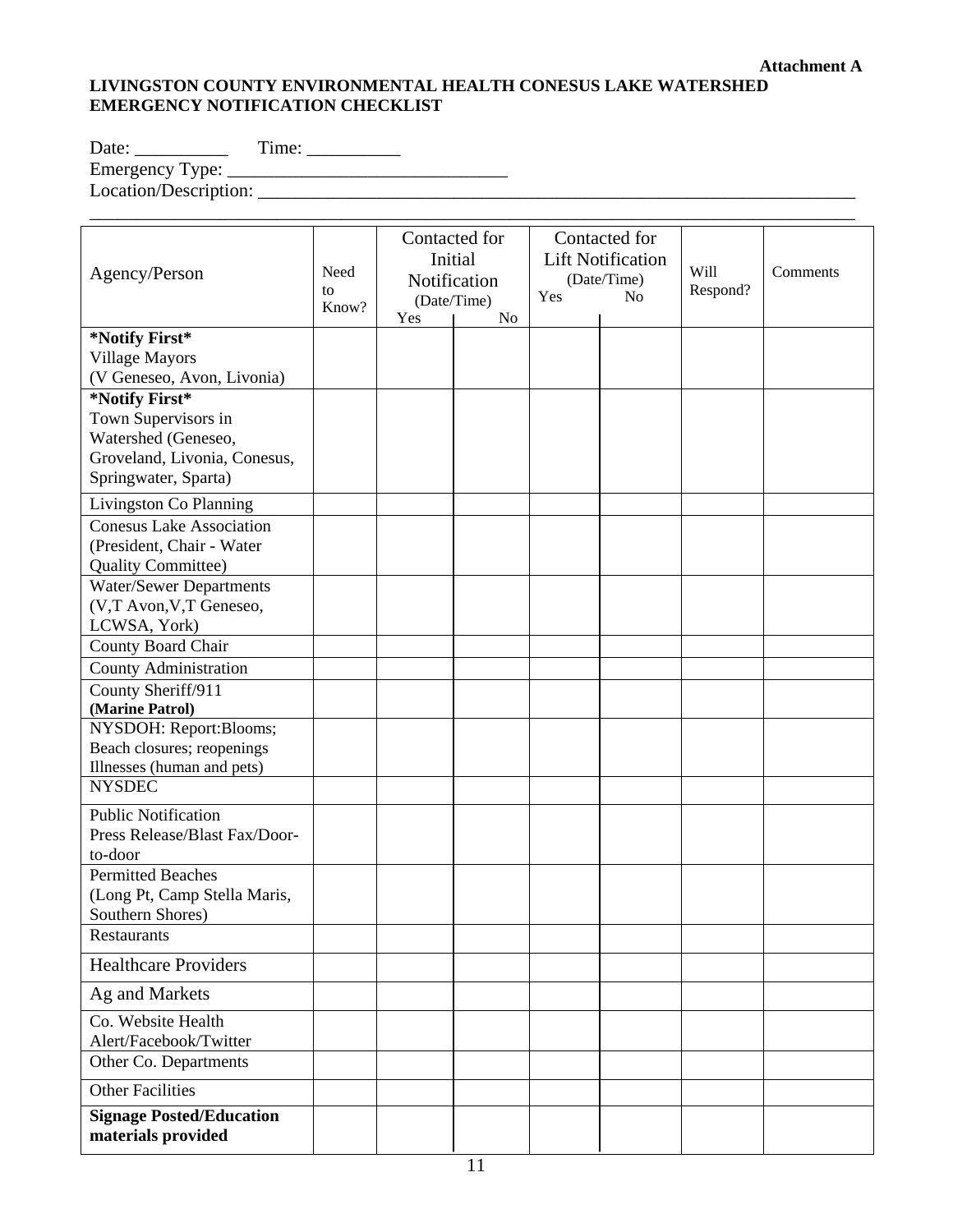**Attachment A**

**LIVINGSTON COUNTY ENVIRONMENTAL HEALTH CONESUS LAKE WATERSHED EMERGENCY NOTIFICATION CHECKLIST**

Date: __________ Time: __________

Emergency Type: ______________________________

Location/Description: ____________________________________________________________________

____________________________________________________________________________________

| Agency/Person | Need to Know? | Contacted for Initial Notification (Date/Time) | | Contacted for Lift Notification (Date/Time) | | Will Respond? | Comments |
|---|---|---|---|---|---|---|---|
| | | Yes | No | Yes | No | | |
| **\*Notify First\*** Village Mayors (V Geneseo, Avon, Livonia) | | | | | | | |
| **\*Notify First\*** Town Supervisors in Watershed (Geneseo, Groveland, Livonia, Conesus, Springwater, Sparta) | | | | | | | |
| Livingston Co Planning | | | | | | | |
| Conesus Lake Association (President, Chair - Water Quality Committee) | | | | | | | |
| Water/Sewer Departments (V,T Avon,V,T Geneseo, LCWSA, York) | | | | | | | |
| County Board Chair | | | | | | | |
| County Administration | | | | | | | |
| County Sheriff/911 **(Marine Patrol)** | | | | | | | |
| NYSDOH: Report:Blooms; Beach closures; reopenings Illnesses (human and pets) | | | | | | | |
| NYSDEC | | | | | | | |
| Public Notification Press Release/Blast Fax/Door-to-door | | | | | | | |
| Permitted Beaches (Long Pt, Camp Stella Maris, Southern Shores) | | | | | | | |
| Restaurants | | | | | | | |
| Healthcare Providers | | | | | | | |
| Ag and Markets | | | | | | | |
| Co. Website Health Alert/Facebook/Twitter | | | | | | | |
| Other Co. Departments | | | | | | | |
| Other Facilities | | | | | | | |
| **Signage Posted/Education materials provided** | | | | | | | |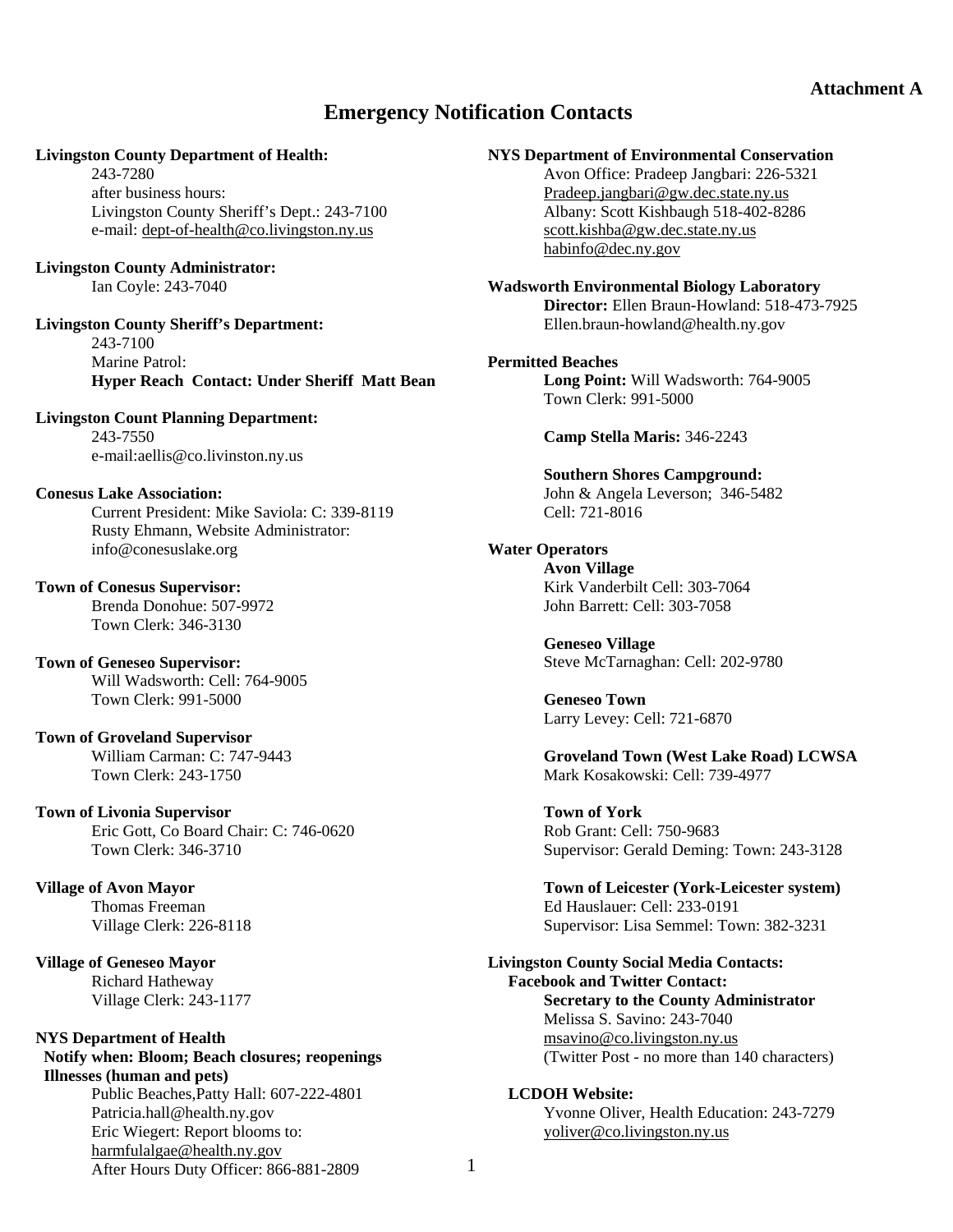**Attachment A**

# Emergency Notification Contacts

**Livingston County Department of Health:**
243-7280
after business hours:
Livingston County Sheriff's Dept.: 243-7100
e-mail: dept-of-health@co.livingston.ny.us

**Livingston County Administrator:**
Ian Coyle: 243-7040

**Livingston County Sheriff's Department:**
243-7100
Marine Patrol:
**Hyper Reach Contact: Under Sheriff Matt Bean**

**Livingston Count Planning Department:**
243-7550
e-mail:aellis@co.livinston.ny.us

**Conesus Lake Association:**
Current President: Mike Saviola: C: 339-8119
Rusty Ehmann, Website Administrator:
info@conesuslake.org

**Town of Conesus Supervisor:**
Brenda Donohue: 507-9972
Town Clerk: 346-3130

**Town of Geneseo Supervisor:**
Will Wadsworth: Cell: 764-9005
Town Clerk: 991-5000

**Town of Groveland Supervisor**
William Carman: C: 747-9443
Town Clerk: 243-1750

**Town of Livonia Supervisor**
Eric Gott, Co Board Chair: C: 746-0620
Town Clerk: 346-3710

**Village of Avon Mayor**
Thomas Freeman
Village Clerk: 226-8118

**Village of Geneseo Mayor**
Richard Hatheway
Village Clerk: 243-1177

**NYS Department of Health**
**Notify when: Bloom; Beach closures; reopenings Illnesses (human and pets)**
Public Beaches,Patty Hall: 607-222-4801
Patricia.hall@health.ny.gov
Eric Wiegert: Report blooms to:
harmfulalgae@health.ny.gov
After Hours Duty Officer: 866-881-2809

**NYS Department of Environmental Conservation**
Avon Office: Pradeep Jangbari: 226-5321
Pradeep.jangbari@gw.dec.state.ny.us
Albany: Scott Kishbaugh 518-402-8286
scott.kishba@gw.dec.state.ny.us
habinfo@dec.ny.gov

**Wadsworth Environmental Biology Laboratory**
**Director:** Ellen Braun-Howland: 518-473-7925
Ellen.braun-howland@health.ny.gov

**Permitted Beaches**
**Long Point:** Will Wadsworth: 764-9005
Town Clerk: 991-5000

**Camp Stella Maris:** 346-2243

**Southern Shores Campground:**
John & Angela Leverson; 346-5482
Cell: 721-8016

**Water Operators**

**Avon Village**
Kirk Vanderbilt Cell: 303-7064
John Barrett: Cell: 303-7058

**Geneseo Village**
Steve McTarnaghan: Cell: 202-9780

**Geneseo Town**
Larry Levey: Cell: 721-6870

**Groveland Town (West Lake Road) LCWSA**
Mark Kosakowski: Cell: 739-4977

**Town of York**
Rob Grant: Cell: 750-9683
Supervisor: Gerald Deming: Town: 243-3128

**Town of Leicester (York-Leicester system)**
Ed Hauslauer: Cell: 233-0191
Supervisor: Lisa Semmel: Town: 382-3231

**Livingston County Social Media Contacts:**
**Facebook and Twitter Contact:**
**Secretary to the County Administrator**
Melissa S. Savino: 243-7040
msavino@co.livingston.ny.us
(Twitter Post - no more than 140 characters)

**LCDOH Website:**
Yvonne Oliver, Health Education: 243-7279
yoliver@co.livingston.ny.us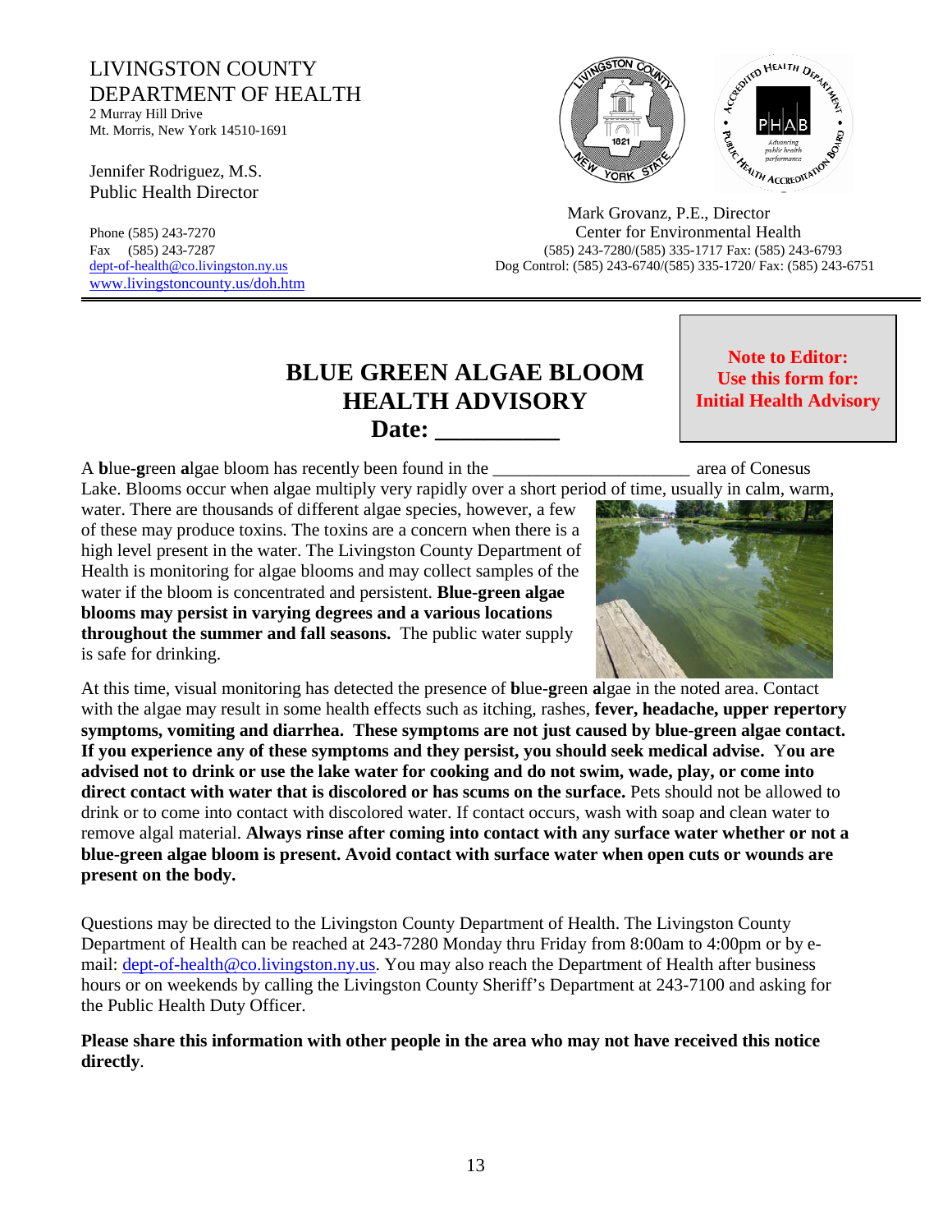LIVINGSTON COUNTY
DEPARTMENT OF HEALTH
2 Murray Hill Drive
Mt. Morris, New York 14510-1691

Jennifer Rodriguez, M.S.
Public Health Director

Phone (585) 243-7270
Fax (585) 243-7287
dept-of-health@co.livingston.ny.us
www.livingstoncounty.us/doh.htm

Mark Grovanz, P.E., Director
Center for Environmental Health
(585) 243-7280/(585) 335-1717 Fax: (585) 243-6793
Dog Control: (585) 243-6740/(585) 335-1720/ Fax: (585) 243-6751

**Note to Editor:**
**Use this form for:**
**Initial Health Advisory**

# BLUE GREEN ALGAE BLOOM HEALTH ADVISORY

## Date: __________

A **b**lue-**g**reen **a**lgae bloom has recently been found in the ______________________ area of Conesus Lake. Blooms occur when algae multiply very rapidly over a short period of time, usually in calm, warm, water. There are thousands of different algae species, however, a few of these may produce toxins. The toxins are a concern when there is a high level present in the water. The Livingston County Department of Health is monitoring for algae blooms and may collect samples of the water if the bloom is concentrated and persistent. **Blue-green algae blooms may persist in varying degrees and a various locations throughout the summer and fall seasons.** The public water supply is safe for drinking.

At this time, visual monitoring has detected the presence of **b**lue-**g**reen **a**lgae in the noted area. Contact with the algae may result in some health effects such as itching, rashes, **fever, headache, upper repertory symptoms, vomiting and diarrhea. These symptoms are not just caused by blue-green algae contact. If you experience any of these symptoms and they persist, you should seek medical advise.** Y**ou are advised not to drink or use the lake water for cooking and do not swim, wade, play, or come into direct contact with water that is discolored or has scums on the surface.** Pets should not be allowed to drink or to come into contact with discolored water. If contact occurs, wash with soap and clean water to remove algal material. **Always rinse after coming into contact with any surface water whether or not a blue-green algae bloom is present. Avoid contact with surface water when open cuts or wounds are present on the body.**

Questions may be directed to the Livingston County Department of Health. The Livingston County Department of Health can be reached at 243-7280 Monday thru Friday from 8:00am to 4:00pm or by e-mail: dept-of-health@co.livingston.ny.us. You may also reach the Department of Health after business hours or on weekends by calling the Livingston County Sheriff's Department at 243-7100 and asking for the Public Health Duty Officer.

**Please share this information with other people in the area who may not have received this notice directly**.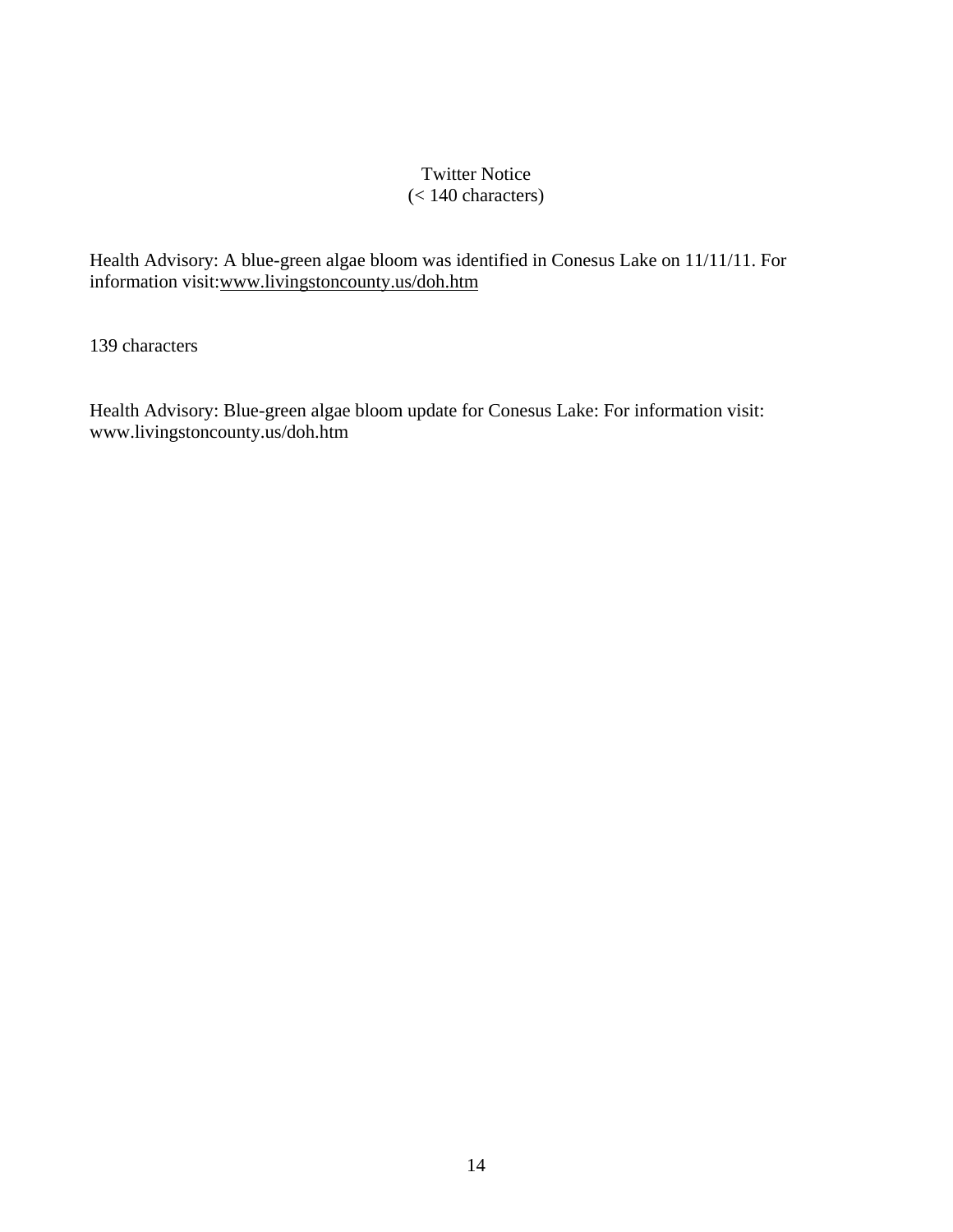Twitter Notice
(< 140 characters)

Health Advisory: A blue-green algae bloom was identified in Conesus Lake on 11/11/11. For information visit:www.livingstoncounty.us/doh.htm

139 characters

Health Advisory: Blue-green algae bloom update for Conesus Lake: For information visit: www.livingstoncounty.us/doh.htm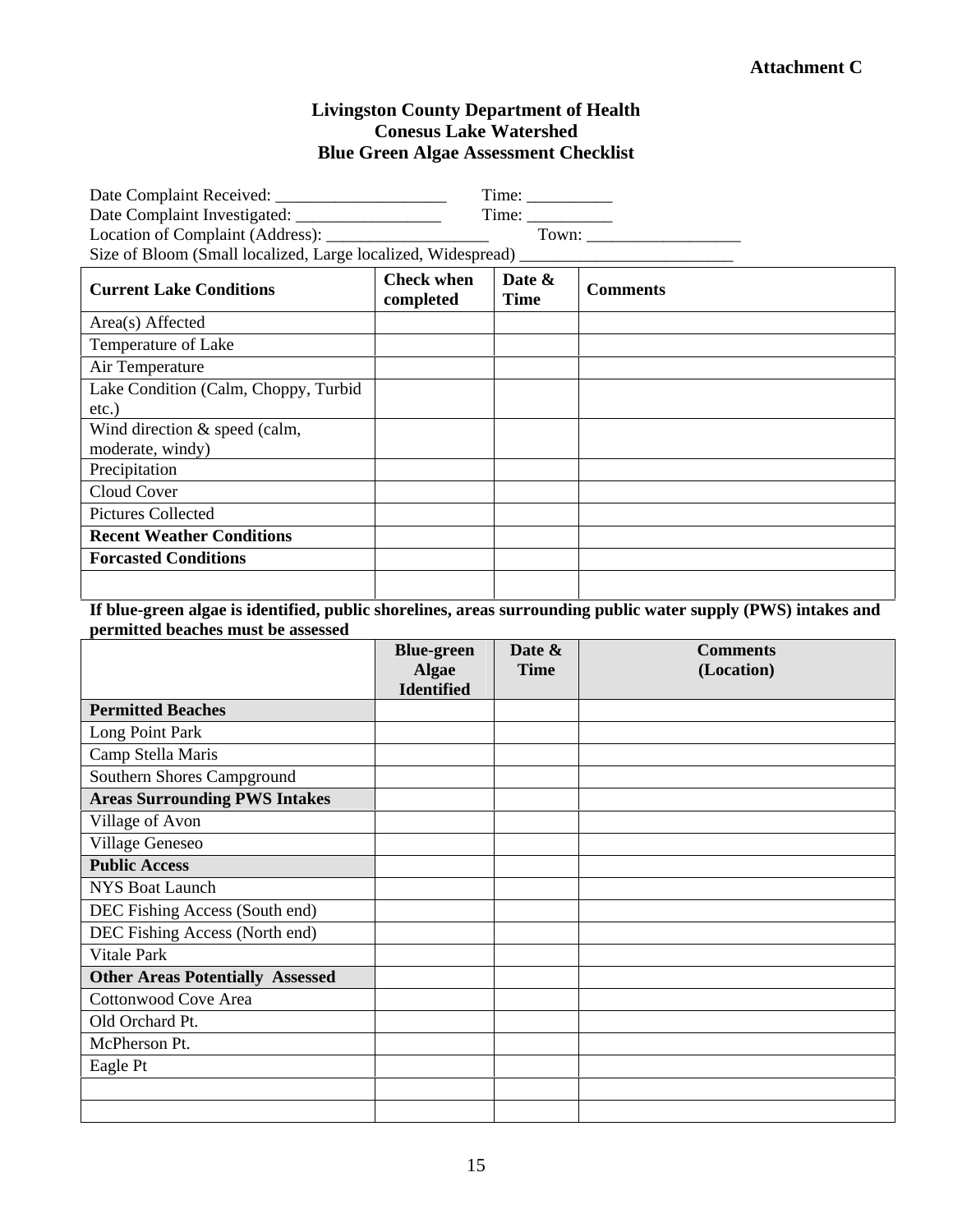**Attachment C**

# Livingston County Department of Health
## Conesus Lake Watershed
## Blue Green Algae Assessment Checklist

Date Complaint Received: ____________________ Time: __________

Date Complaint Investigated: _________________ Time: __________

Location of Complaint (Address): ___________________ Town: __________________

Size of Bloom (Small localized, Large localized, Widespread) _________________________

| Current Lake Conditions | Check when completed | Date & Time | Comments |
|---|---|---|---|
| Area(s) Affected | | | |
| Temperature of Lake | | | |
| Air Temperature | | | |
| Lake Condition (Calm, Choppy, Turbid etc.) | | | |
| Wind direction & speed (calm, moderate, windy) | | | |
| Precipitation | | | |
| Cloud Cover | | | |
| Pictures Collected | | | |
| **Recent Weather Conditions** | | | |
| **Forcasted Conditions** | | | |
| | | | |

**If blue-green algae is identified, public shorelines, areas surrounding public water supply (PWS) intakes and permitted beaches must be assessed**

| | Blue-green Algae Identified | Date & Time | Comments (Location) |
|---|---|---|---|
| **Permitted Beaches** | | | |
| Long Point Park | | | |
| Camp Stella Maris | | | |
| Southern Shores Campground | | | |
| **Areas Surrounding PWS Intakes** | | | |
| Village of Avon | | | |
| Village Geneseo | | | |
| **Public Access** | | | |
| NYS Boat Launch | | | |
| DEC Fishing Access (South end) | | | |
| DEC Fishing Access (North end) | | | |
| Vitale Park | | | |
| **Other Areas Potentially Assessed** | | | |
| Cottonwood Cove Area | | | |
| Old Orchard Pt. | | | |
| McPherson Pt. | | | |
| Eagle Pt | | | |
| | | | |
| | | | |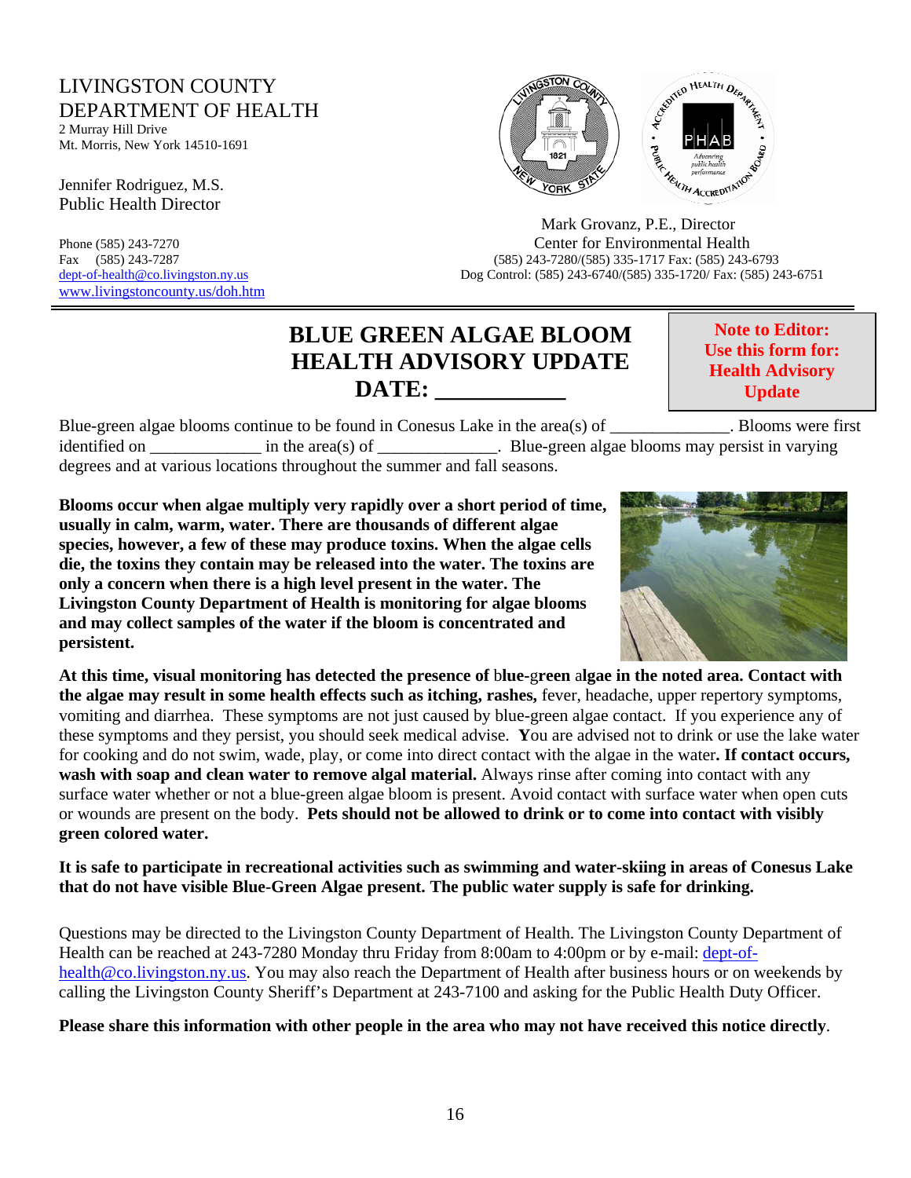LIVINGSTON COUNTY
DEPARTMENT OF HEALTH
2 Murray Hill Drive
Mt. Morris, New York 14510-1691

Jennifer Rodriguez, M.S.
Public Health Director

Phone (585) 243-7270
Fax (585) 243-7287
dept-of-health@co.livingston.ny.us
www.livingstoncounty.us/doh.htm

Mark Grovanz, P.E., Director
Center for Environmental Health
(585) 243-7280/(585) 335-1717 Fax: (585) 243-6793
Dog Control: (585) 243-6740/(585) 335-1720/ Fax: (585) 243-6751

---

# BLUE GREEN ALGAE BLOOM HEALTH ADVISORY UPDATE DATE: ___________

**Note to Editor: Use this form for: Health Advisory Update**

Blue-green algae blooms continue to be found in Conesus Lake in the area(s) of _____________. Blooms were first identified on _____________ in the area(s) of _____________. Blue-green algae blooms may persist in varying degrees and at various locations throughout the summer and fall seasons.

**Blooms occur when algae multiply very rapidly over a short period of time, usually in calm, warm, water. There are thousands of different algae species, however, a few of these may produce toxins. When the algae cells die, the toxins they contain may be released into the water. The toxins are only a concern when there is a high level present in the water. The Livingston County Department of Health is monitoring for algae blooms and may collect samples of the water if the bloom is concentrated and persistent.**

**At this time, visual monitoring has detected the presence of blue-green algae in the noted area. Contact with the algae may result in some health effects such as itching, rashes,** fever, headache, upper repertory symptoms, vomiting and diarrhea. These symptoms are not just caused by blue-green algae contact. If you experience any of these symptoms and they persist, you should seek medical advise. **Y**ou are advised not to drink or use the lake water for cooking and do not swim, wade, play, or come into direct contact with the algae in the water**. If contact occurs, wash with soap and clean water to remove algal material.** Always rinse after coming into contact with any surface water whether or not a blue-green algae bloom is present. Avoid contact with surface water when open cuts or wounds are present on the body. **Pets should not be allowed to drink or to come into contact with visibly green colored water.**

**It is safe to participate in recreational activities such as swimming and water-skiing in areas of Conesus Lake that do not have visible Blue-Green Algae present. The public water supply is safe for drinking.**

Questions may be directed to the Livingston County Department of Health. The Livingston County Department of Health can be reached at 243-7280 Monday thru Friday from 8:00am to 4:00pm or by e-mail: dept-of-health@co.livingston.ny.us. You may also reach the Department of Health after business hours or on weekends by calling the Livingston County Sheriff's Department at 243-7100 and asking for the Public Health Duty Officer.

**Please share this information with other people in the area who may not have received this notice directly**.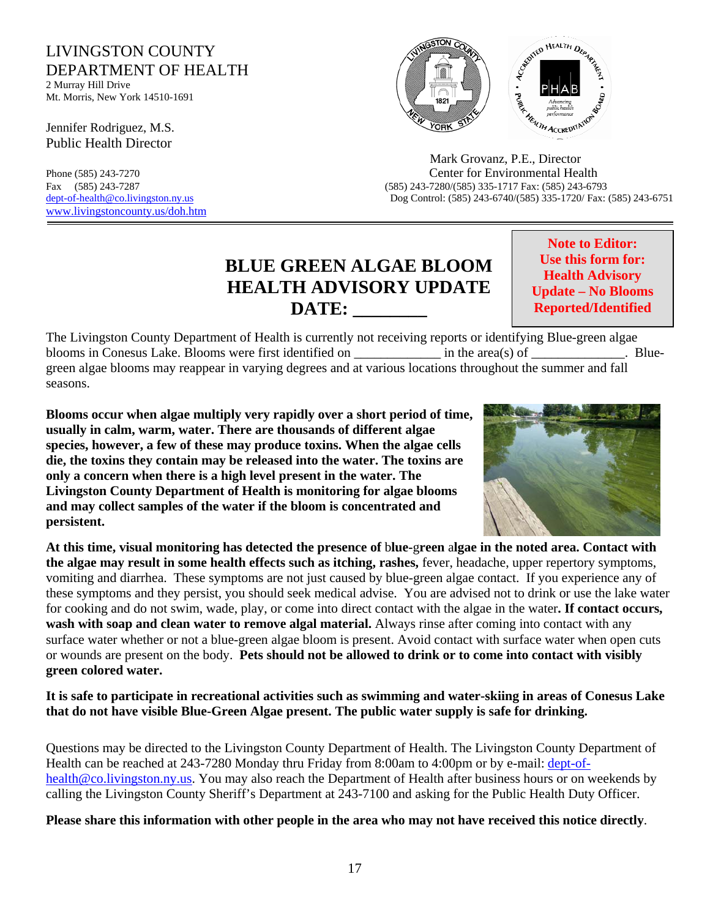LIVINGSTON COUNTY
DEPARTMENT OF HEALTH
2 Murray Hill Drive
Mt. Morris, New York 14510-1691

Jennifer Rodriguez, M.S.
Public Health Director

Phone (585) 243-7270
Fax (585) 243-7287
dept-of-health@co.livingston.ny.us
www.livingstoncounty.us/doh.htm

Mark Grovanz, P.E., Director
Center for Environmental Health
(585) 243-7280/(585) 335-1717 Fax: (585) 243-6793
Dog Control: (585) 243-6740/(585) 335-1720/ Fax: (585) 243-6751

# BLUE GREEN ALGAE BLOOM HEALTH ADVISORY UPDATE DATE: ________

**Note to Editor: Use this form for: Health Advisory Update – No Blooms Reported/Identified**

The Livingston County Department of Health is currently not receiving reports or identifying Blue-green algae blooms in Conesus Lake. Blooms were first identified on ____________ in the area(s) of _____________. Blue-green algae blooms may reappear in varying degrees and at various locations throughout the summer and fall seasons.

**Blooms occur when algae multiply very rapidly over a short period of time, usually in calm, warm, water. There are thousands of different algae species, however, a few of these may produce toxins. When the algae cells die, the toxins they contain may be released into the water. The toxins are only a concern when there is a high level present in the water. The Livingston County Department of Health is monitoring for algae blooms and may collect samples of the water if the bloom is concentrated and persistent.**

**At this time, visual monitoring has detected the presence of blue-green algae in the noted area. Contact with the algae may result in some health effects such as itching, rashes,** fever, headache, upper repertory symptoms, vomiting and diarrhea. These symptoms are not just caused by blue-green algae contact. If you experience any of these symptoms and they persist, you should seek medical advise. You are advised not to drink or use the lake water for cooking and do not swim, wade, play, or come into direct contact with the algae in the water**. If contact occurs, wash with soap and clean water to remove algal material.** Always rinse after coming into contact with any surface water whether or not a blue-green algae bloom is present. Avoid contact with surface water when open cuts or wounds are present on the body. **Pets should not be allowed to drink or to come into contact with visibly green colored water.**

**It is safe to participate in recreational activities such as swimming and water-skiing in areas of Conesus Lake that do not have visible Blue-Green Algae present. The public water supply is safe for drinking.**

Questions may be directed to the Livingston County Department of Health. The Livingston County Department of Health can be reached at 243-7280 Monday thru Friday from 8:00am to 4:00pm or by e-mail: dept-of-health@co.livingston.ny.us. You may also reach the Department of Health after business hours or on weekends by calling the Livingston County Sheriff's Department at 243-7100 and asking for the Public Health Duty Officer.

**Please share this information with other people in the area who may not have received this notice directly**.